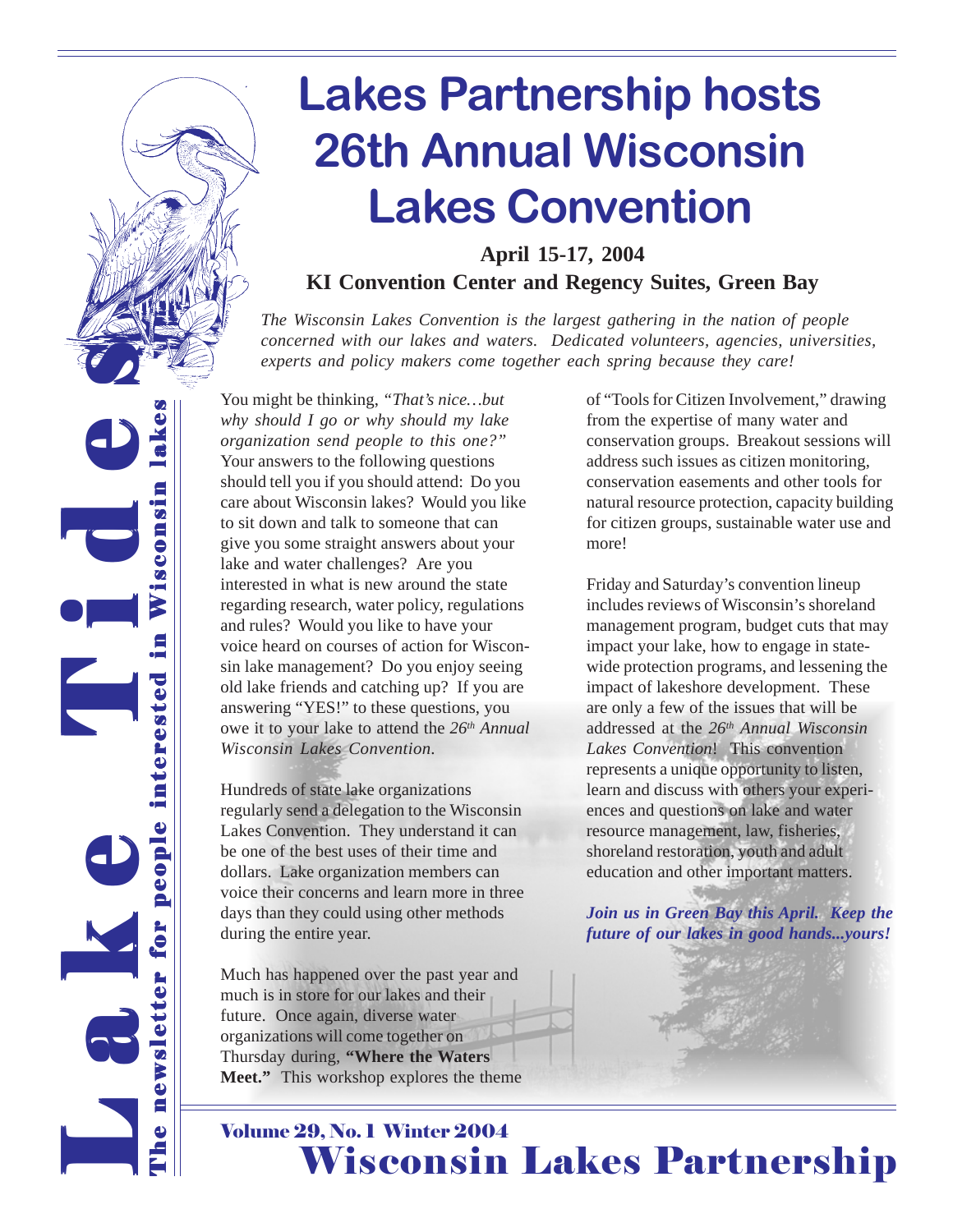# Lake Tides

The newsletter for people interested in Wisconsin lakes

# Lakes Partnership hosts 26th Annual Wisconsin Lakes Convention

**April 15-17, 2004**
**KI Convention Center and Regency Suites, Green Bay**

*The Wisconsin Lakes Convention is the largest gathering in the nation of people concerned with our lakes and waters. Dedicated volunteers, agencies, universities, experts and policy makers come together each spring because they care!*

You might be thinking, *"That's nice…but why should I go or why should my lake organization send people to this one?"* Your answers to the following questions should tell you if you should attend: Do you care about Wisconsin lakes? Would you like to sit down and talk to someone that can give you some straight answers about your lake and water challenges? Are you interested in what is new around the state regarding research, water policy, regulations and rules? Would you like to have your voice heard on courses of action for Wisconsin lake management? Do you enjoy seeing old lake friends and catching up? If you are answering "YES!" to these questions, you owe it to your lake to attend the *26th Annual Wisconsin Lakes Convention*.

Hundreds of state lake organizations regularly send a delegation to the Wisconsin Lakes Convention. They understand it can be one of the best uses of their time and dollars. Lake organization members can voice their concerns and learn more in three days than they could using other methods during the entire year.

Much has happened over the past year and much is in store for our lakes and their future. Once again, diverse water organizations will come together on Thursday during, **"Where the Waters Meet."** This workshop explores the theme of "Tools for Citizen Involvement," drawing from the expertise of many water and conservation groups. Breakout sessions will address such issues as citizen monitoring, conservation easements and other tools for natural resource protection, capacity building for citizen groups, sustainable water use and more!

Friday and Saturday's convention lineup includes reviews of Wisconsin's shoreland management program, budget cuts that may impact your lake, how to engage in statewide protection programs, and lessening the impact of lakeshore development. These are only a few of the issues that will be addressed at the *26th Annual Wisconsin Lakes Convention*! This convention represents a unique opportunity to listen, learn and discuss with others your experiences and questions on lake and water resource management, law, fisheries, shoreland restoration, youth and adult education and other important matters.

***Join us in Green Bay this April. Keep the future of our lakes in good hands...yours!***

**Volume 29, No. 1 Winter 2004**
**Wisconsin Lakes Partnership**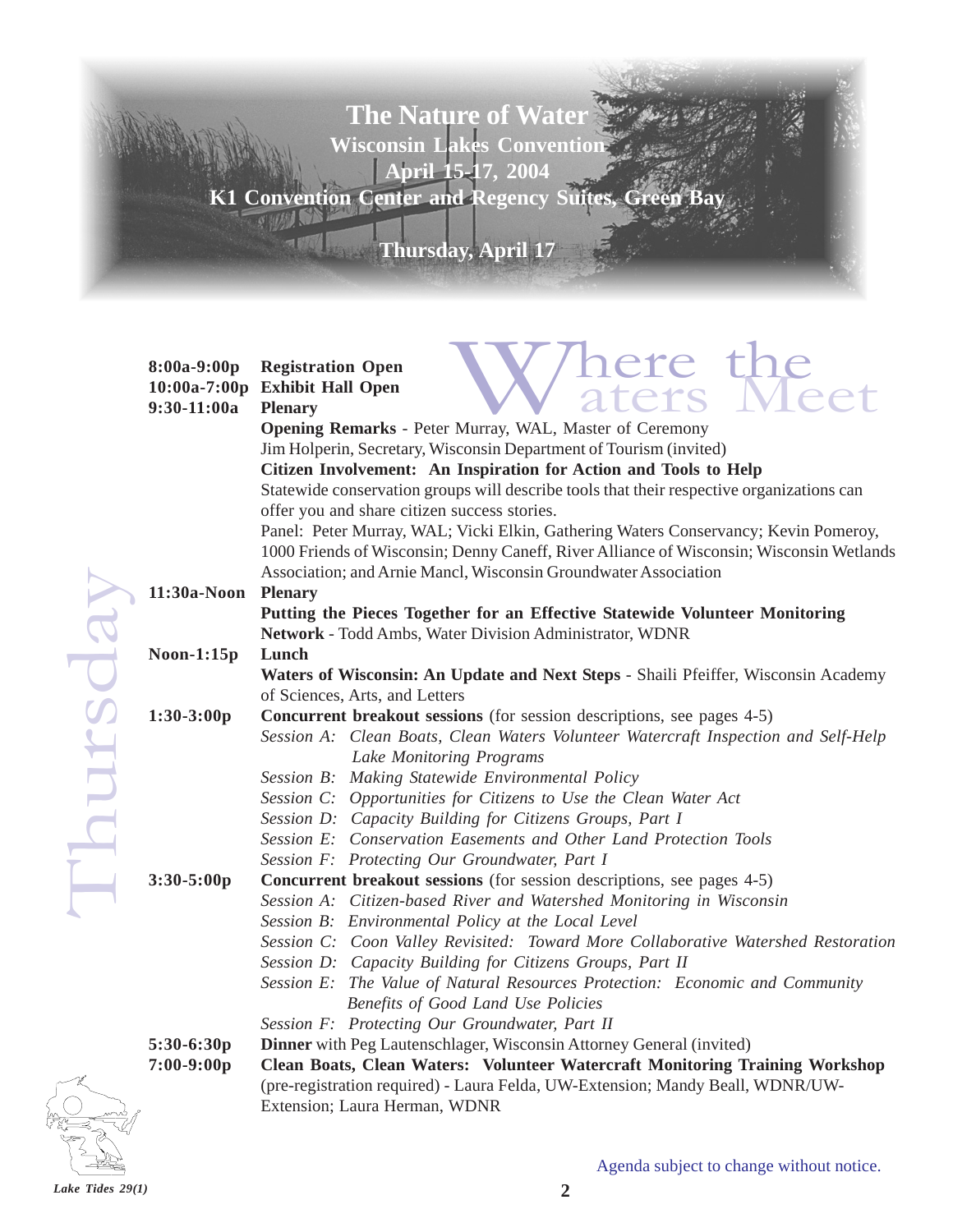# The Nature of Water

## Wisconsin Lakes Convention

### April 15-17, 2004

### K1 Convention Center and Regency Suites, Green Bay

### Thursday, April 17

Where the Waters Meet

Thursday

**8:00a-9:00p** **Registration Open**

**10:00a-7:00p** **Exhibit Hall Open**

**9:30-11:00a** **Plenary**

**Opening Remarks** - Peter Murray, WAL, Master of Ceremony

Jim Holperin, Secretary, Wisconsin Department of Tourism (invited)

**Citizen Involvement: An Inspiration for Action and Tools to Help**

Statewide conservation groups will describe tools that their respective organizations can offer you and share citizen success stories.

Panel: Peter Murray, WAL; Vicki Elkin, Gathering Waters Conservancy; Kevin Pomeroy, 1000 Friends of Wisconsin; Denny Caneff, River Alliance of Wisconsin; Wisconsin Wetlands Association; and Arnie Mancl, Wisconsin Groundwater Association

**11:30a-Noon** **Plenary**

**Putting the Pieces Together for an Effective Statewide Volunteer Monitoring Network** - Todd Ambs, Water Division Administrator, WDNR

**Noon-1:15p** **Lunch**

**Waters of Wisconsin: An Update and Next Steps** - Shaili Pfeiffer, Wisconsin Academy of Sciences, Arts, and Letters

**1:30-3:00p** **Concurrent breakout sessions** (for session descriptions, see pages 4-5)

*Session A: Clean Boats, Clean Waters Volunteer Watercraft Inspection and Self-Help Lake Monitoring Programs*

*Session B: Making Statewide Environmental Policy*

*Session C: Opportunities for Citizens to Use the Clean Water Act*

*Session D: Capacity Building for Citizens Groups, Part I*

*Session E: Conservation Easements and Other Land Protection Tools*

*Session F: Protecting Our Groundwater, Part I*

**3:30-5:00p** **Concurrent breakout sessions** (for session descriptions, see pages 4-5)

*Session A: Citizen-based River and Watershed Monitoring in Wisconsin*

*Session B: Environmental Policy at the Local Level*

*Session C: Coon Valley Revisited: Toward More Collaborative Watershed Restoration*

*Session D: Capacity Building for Citizens Groups, Part II*

*Session E: The Value of Natural Resources Protection: Economic and Community Benefits of Good Land Use Policies*

*Session F: Protecting Our Groundwater, Part II*

**5:30-6:30p** **Dinner** with Peg Lautenschlager, Wisconsin Attorney General (invited)

**7:00-9:00p** **Clean Boats, Clean Waters: Volunteer Watercraft Monitoring Training Workshop** (pre-registration required) - Laura Felda, UW-Extension; Mandy Beall, WDNR/UW-Extension; Laura Herman, WDNR

Agenda subject to change without notice.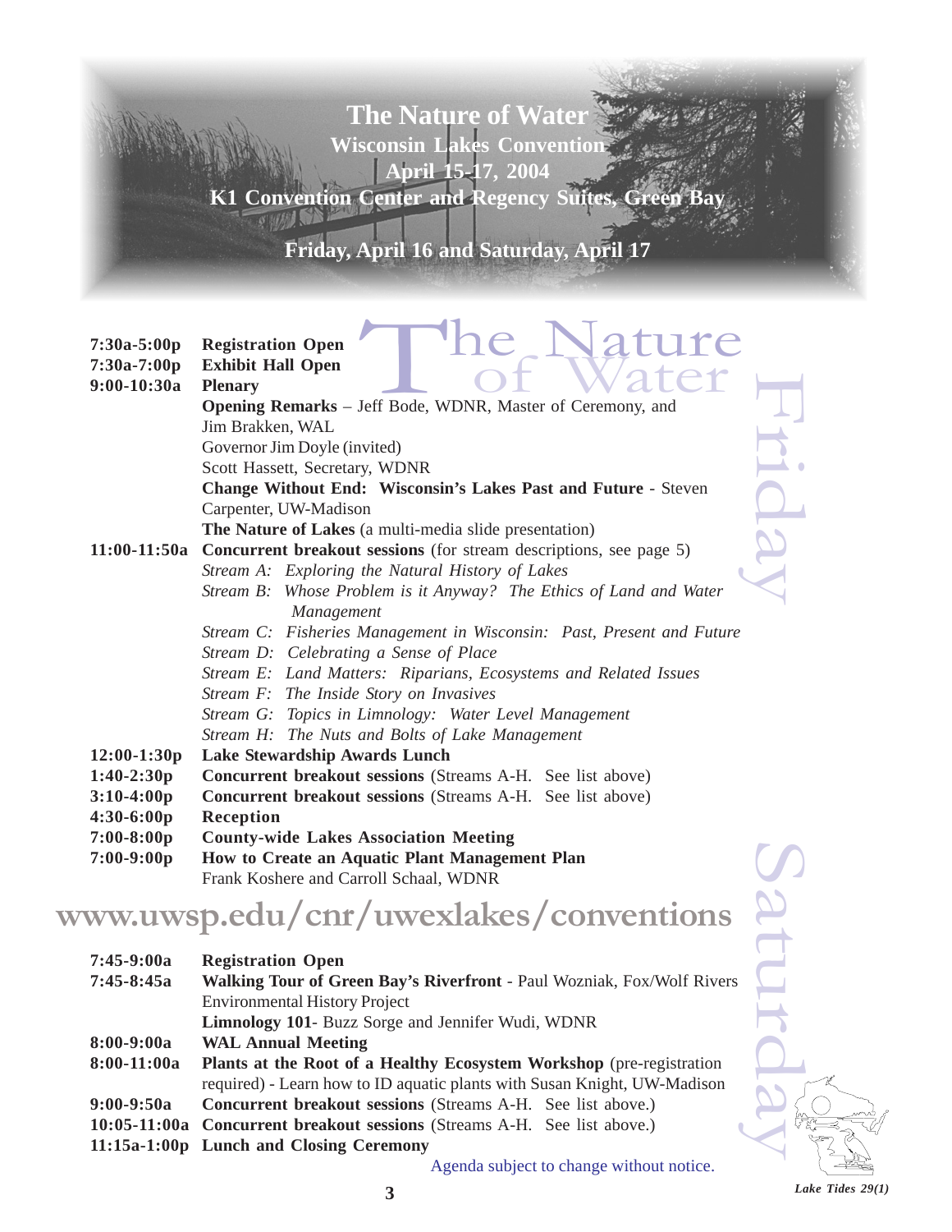# The Nature of Water

**Wisconsin Lakes Convention**
**April 15-17, 2004**
**K1 Convention Center and Regency Suites, Green Bay**

**Friday, April 16 and Saturday, April 17**

## Friday

| | |
|---|---|
| **7:30a-5:00p** | **Registration Open** |
| **7:30a-7:00p** | **Exhibit Hall Open** |
| **9:00-10:30a** | **Plenary** |
| | **Opening Remarks** – Jeff Bode, WDNR, Master of Ceremony, and Jim Brakken, WAL |
| | Governor Jim Doyle (invited) |
| | Scott Hassett, Secretary, WDNR |
| | **Change Without End: Wisconsin's Lakes Past and Future** - Steven Carpenter, UW-Madison |
| | **The Nature of Lakes** (a multi-media slide presentation) |
| **11:00-11:50a** | **Concurrent breakout sessions** (for stream descriptions, see page 5) |
| | *Stream A: Exploring the Natural History of Lakes* |
| | *Stream B: Whose Problem is it Anyway? The Ethics of Land and Water Management* |
| | *Stream C: Fisheries Management in Wisconsin: Past, Present and Future* |
| | *Stream D: Celebrating a Sense of Place* |
| | *Stream E: Land Matters: Riparians, Ecosystems and Related Issues* |
| | *Stream F: The Inside Story on Invasives* |
| | *Stream G: Topics in Limnology: Water Level Management* |
| | *Stream H: The Nuts and Bolts of Lake Management* |
| **12:00-1:30p** | **Lake Stewardship Awards Lunch** |
| **1:40-2:30p** | **Concurrent breakout sessions** (Streams A-H. See list above) |
| **3:10-4:00p** | **Concurrent breakout sessions** (Streams A-H. See list above) |
| **4:30-6:00p** | **Reception** |
| **7:00-8:00p** | **County-wide Lakes Association Meeting** |
| **7:00-9:00p** | **How to Create an Aquatic Plant Management Plan** Frank Koshere and Carroll Schaal, WDNR |

**www.uwsp.edu/cnr/uwexlakes/conventions**

## Saturday

| | |
|---|---|
| **7:45-9:00a** | **Registration Open** |
| **7:45-8:45a** | **Walking Tour of Green Bay's Riverfront** - Paul Wozniak, Fox/Wolf Rivers Environmental History Project |
| | **Limnology 101**- Buzz Sorge and Jennifer Wudi, WDNR |
| **8:00-9:00a** | **WAL Annual Meeting** |
| **8:00-11:00a** | **Plants at the Root of a Healthy Ecosystem Workshop** (pre-registration required) - Learn how to ID aquatic plants with Susan Knight, UW-Madison |
| **9:00-9:50a** | **Concurrent breakout sessions** (Streams A-H. See list above.) |
| **10:05-11:00a** | **Concurrent breakout sessions** (Streams A-H. See list above.) |
| **11:15a-1:00p** | **Lunch and Closing Ceremony** |

Agenda subject to change without notice.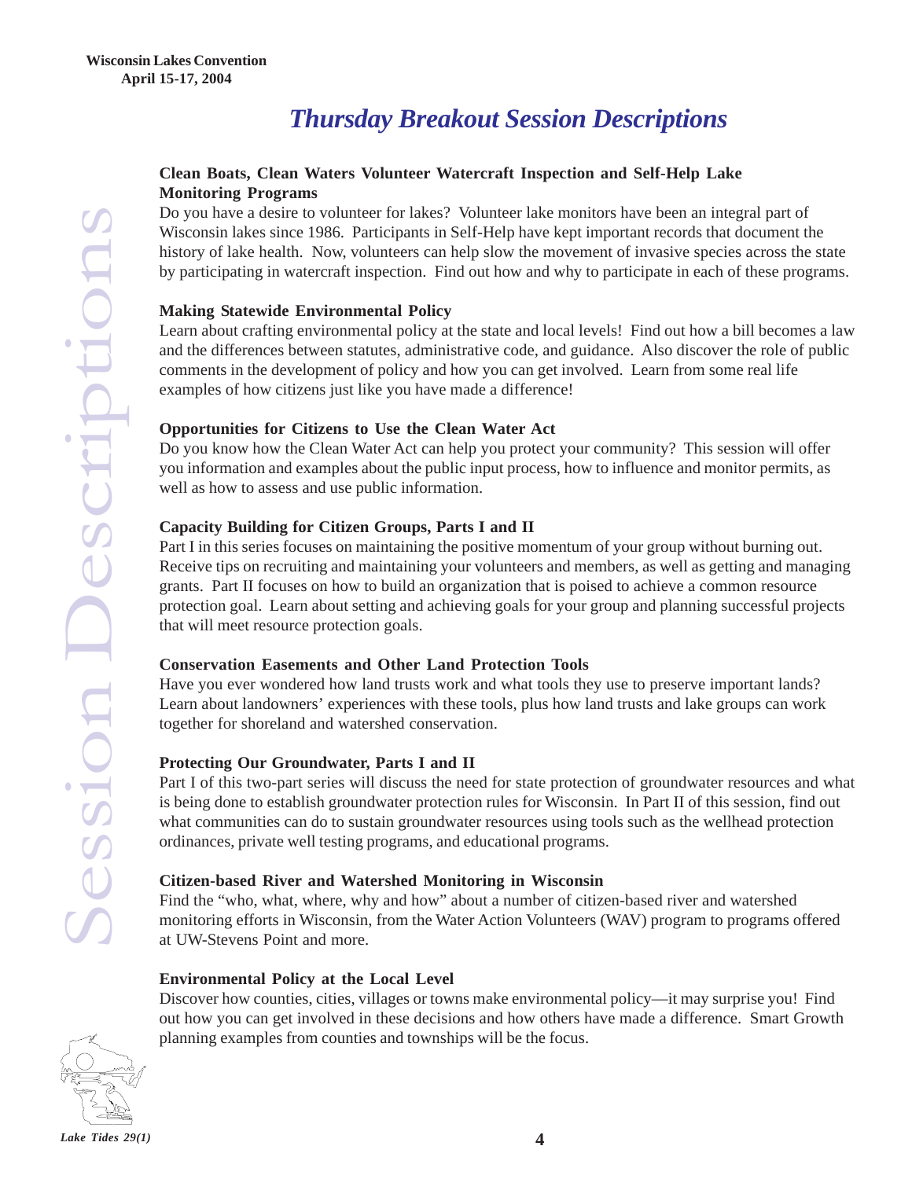# Thursday Breakout Session Descriptions

**Clean Boats, Clean Waters Volunteer Watercraft Inspection and Self-Help Lake Monitoring Programs**

Do you have a desire to volunteer for lakes? Volunteer lake monitors have been an integral part of Wisconsin lakes since 1986. Participants in Self-Help have kept important records that document the history of lake health. Now, volunteers can help slow the movement of invasive species across the state by participating in watercraft inspection. Find out how and why to participate in each of these programs.

**Making Statewide Environmental Policy**

Learn about crafting environmental policy at the state and local levels! Find out how a bill becomes a law and the differences between statutes, administrative code, and guidance. Also discover the role of public comments in the development of policy and how you can get involved. Learn from some real life examples of how citizens just like you have made a difference!

**Opportunities for Citizens to Use the Clean Water Act**

Do you know how the Clean Water Act can help you protect your community? This session will offer you information and examples about the public input process, how to influence and monitor permits, as well as how to assess and use public information.

**Capacity Building for Citizen Groups, Parts I and II**

Part I in this series focuses on maintaining the positive momentum of your group without burning out. Receive tips on recruiting and maintaining your volunteers and members, as well as getting and managing grants. Part II focuses on how to build an organization that is poised to achieve a common resource protection goal. Learn about setting and achieving goals for your group and planning successful projects that will meet resource protection goals.

**Conservation Easements and Other Land Protection Tools**

Have you ever wondered how land trusts work and what tools they use to preserve important lands? Learn about landowners' experiences with these tools, plus how land trusts and lake groups can work together for shoreland and watershed conservation.

**Protecting Our Groundwater, Parts I and II**

Part I of this two-part series will discuss the need for state protection of groundwater resources and what is being done to establish groundwater protection rules for Wisconsin. In Part II of this session, find out what communities can do to sustain groundwater resources using tools such as the wellhead protection ordinances, private well testing programs, and educational programs.

**Citizen-based River and Watershed Monitoring in Wisconsin**

Find the "who, what, where, why and how" about a number of citizen-based river and watershed monitoring efforts in Wisconsin, from the Water Action Volunteers (WAV) program to programs offered at UW-Stevens Point and more.

**Environmental Policy at the Local Level**

Discover how counties, cities, villages or towns make environmental policy—it may surprise you! Find out how you can get involved in these decisions and how others have made a difference. Smart Growth planning examples from counties and townships will be the focus.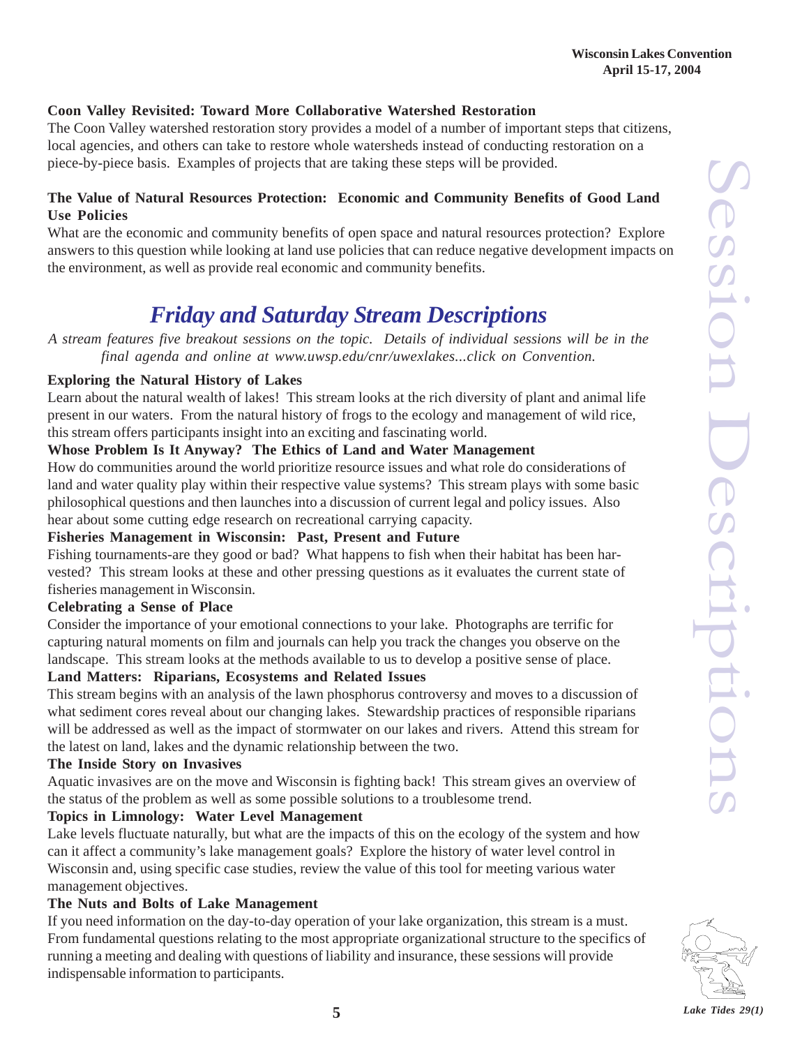**Coon Valley Revisited: Toward More Collaborative Watershed Restoration**

The Coon Valley watershed restoration story provides a model of a number of important steps that citizens, local agencies, and others can take to restore whole watersheds instead of conducting restoration on a piece-by-piece basis. Examples of projects that are taking these steps will be provided.

**The Value of Natural Resources Protection: Economic and Community Benefits of Good Land Use Policies**

What are the economic and community benefits of open space and natural resources protection? Explore answers to this question while looking at land use policies that can reduce negative development impacts on the environment, as well as provide real economic and community benefits.

## *Friday and Saturday Stream Descriptions*

*A stream features five breakout sessions on the topic. Details of individual sessions will be in the final agenda and online at www.uwsp.edu/cnr/uwexlakes...click on Convention.*

**Exploring the Natural History of Lakes**

Learn about the natural wealth of lakes! This stream looks at the rich diversity of plant and animal life present in our waters. From the natural history of frogs to the ecology and management of wild rice, this stream offers participants insight into an exciting and fascinating world.

**Whose Problem Is It Anyway? The Ethics of Land and Water Management**

How do communities around the world prioritize resource issues and what role do considerations of land and water quality play within their respective value systems? This stream plays with some basic philosophical questions and then launches into a discussion of current legal and policy issues. Also hear about some cutting edge research on recreational carrying capacity.

**Fisheries Management in Wisconsin: Past, Present and Future**

Fishing tournaments-are they good or bad? What happens to fish when their habitat has been harvested? This stream looks at these and other pressing questions as it evaluates the current state of fisheries management in Wisconsin.

**Celebrating a Sense of Place**

Consider the importance of your emotional connections to your lake. Photographs are terrific for capturing natural moments on film and journals can help you track the changes you observe on the landscape. This stream looks at the methods available to us to develop a positive sense of place.

**Land Matters: Riparians, Ecosystems and Related Issues**

This stream begins with an analysis of the lawn phosphorus controversy and moves to a discussion of what sediment cores reveal about our changing lakes. Stewardship practices of responsible riparians will be addressed as well as the impact of stormwater on our lakes and rivers. Attend this stream for the latest on land, lakes and the dynamic relationship between the two.

**The Inside Story on Invasives**

Aquatic invasives are on the move and Wisconsin is fighting back! This stream gives an overview of the status of the problem as well as some possible solutions to a troublesome trend.

**Topics in Limnology: Water Level Management**

Lake levels fluctuate naturally, but what are the impacts of this on the ecology of the system and how can it affect a community's lake management goals? Explore the history of water level control in Wisconsin and, using specific case studies, review the value of this tool for meeting various water management objectives.

**The Nuts and Bolts of Lake Management**

If you need information on the day-to-day operation of your lake organization, this stream is a must. From fundamental questions relating to the most appropriate organizational structure to the specifics of running a meeting and dealing with questions of liability and insurance, these sessions will provide indispensable information to participants.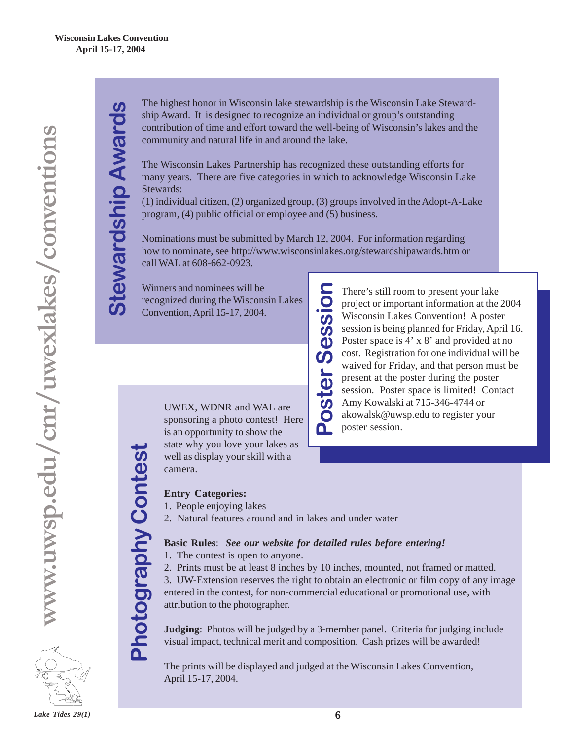## Stewardship Awards

The highest honor in Wisconsin lake stewardship is the Wisconsin Lake Stewardship Award. It is designed to recognize an individual or group's outstanding contribution of time and effort toward the well-being of Wisconsin's lakes and the community and natural life in and around the lake.

The Wisconsin Lakes Partnership has recognized these outstanding efforts for many years. There are five categories in which to acknowledge Wisconsin Lake Stewards:
(1) individual citizen, (2) organized group, (3) groups involved in the Adopt-A-Lake program, (4) public official or employee and (5) business.

Nominations must be submitted by March 12, 2004. For information regarding how to nominate, see http://www.wisconsinlakes.org/stewardshipawards.htm or call WAL at 608-662-0923.

Winners and nominees will be recognized during the Wisconsin Lakes Convention, April 15-17, 2004.

## Poster Session

There's still room to present your lake project or important information at the 2004 Wisconsin Lakes Convention! A poster session is being planned for Friday, April 16. Poster space is 4' x 8' and provided at no cost. Registration for one individual will be waived for Friday, and that person must be present at the poster during the poster session. Poster space is limited! Contact Amy Kowalski at 715-346-4744 or akowalsk@uwsp.edu to register your poster session.

## Photography Contest

UWEX, WDNR and WAL are sponsoring a photo contest! Here is an opportunity to show the state why you love your lakes as well as display your skill with a camera.

**Entry Categories:**
1. People enjoying lakes
2. Natural features around and in lakes and under water

**Basic Rules**: ***See our website for detailed rules before entering!***
1. The contest is open to anyone.
2. Prints must be at least 8 inches by 10 inches, mounted, not framed or matted.
3. UW-Extension reserves the right to obtain an electronic or film copy of any image entered in the contest, for non-commercial educational or promotional use, with attribution to the photographer.

**Judging**: Photos will be judged by a 3-member panel. Criteria for judging include visual impact, technical merit and composition. Cash prizes will be awarded!

The prints will be displayed and judged at the Wisconsin Lakes Convention, April 15-17, 2004.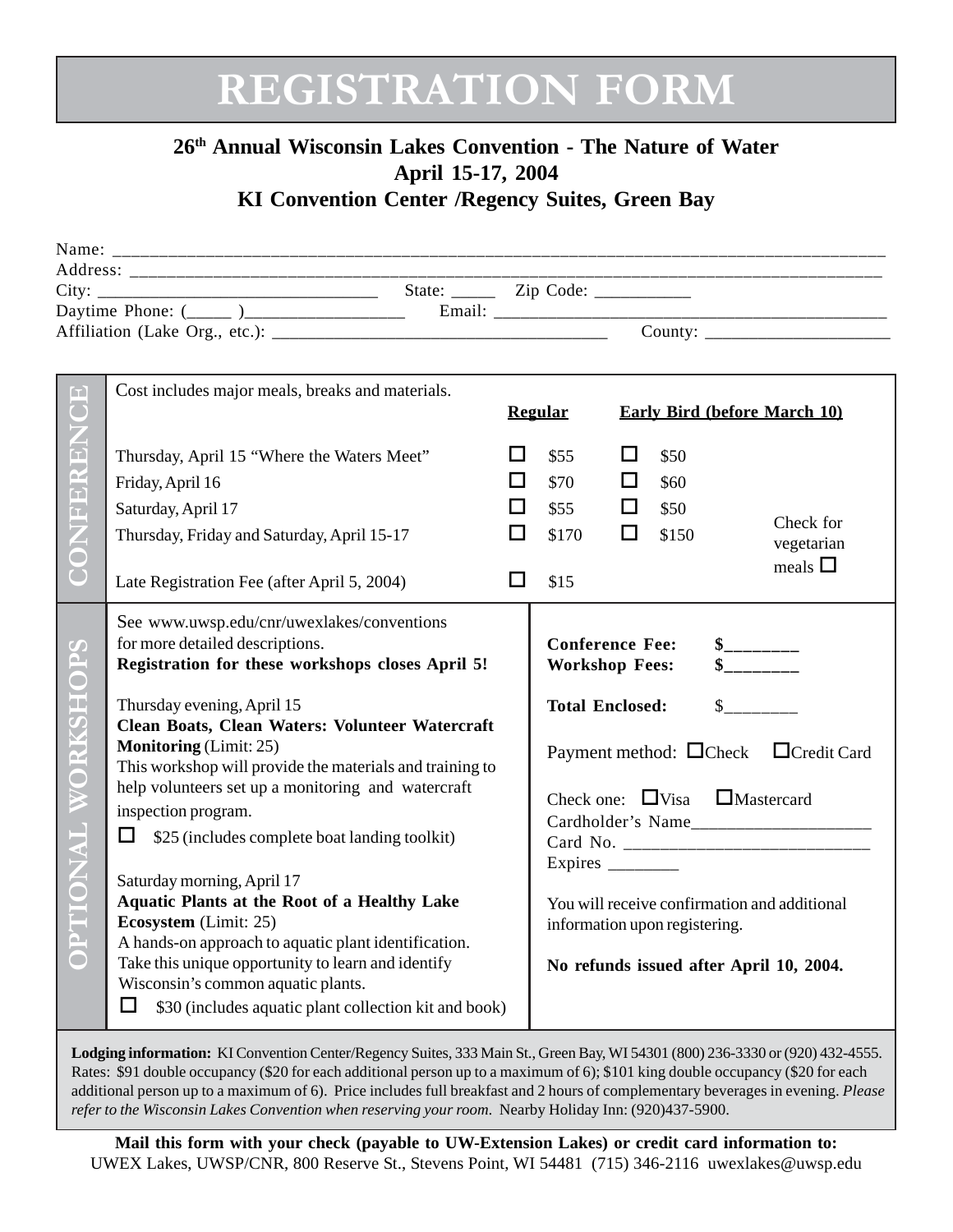# REGISTRATION FORM

**26th Annual Wisconsin Lakes Convention - The Nature of Water**
**April 15-17, 2004**
**KI Convention Center /Regency Suites, Green Bay**

Name: ______________________________________________________________________________
Address: ____________________________________________________________________________
City: ______________________________ State: _____ Zip Code: __________
Daytime Phone: (_____ )_________________ Email: ___________________________________________
Affiliation (Lake Org., etc.): _____________________________________ County: ____________________

## CONFERENCE

Cost includes major meals, breaks and materials.

| | Regular | Early Bird (before March 10) |
|---|---|---|
| Thursday, April 15 "Where the Waters Meet" | ☐ $55 | ☐ $50 |
| Friday, April 16 | ☐ $70 | ☐ $60 |
| Saturday, April 17 | ☐ $55 | ☐ $50 |
| Thursday, Friday and Saturday, April 15-17 | ☐ $170 | ☐ $150 |
| Late Registration Fee (after April 5, 2004) | ☐ $15 | |

Check for vegetarian meals ☐

## OPTIONAL WORKSHOPS

See www.uwsp.edu/cnr/uwexlakes/conventions for more detailed descriptions.
**Registration for these workshops closes April 5!**

Thursday evening, April 15
**Clean Boats, Clean Waters: Volunteer Watercraft Monitoring** (Limit: 25)
This workshop will provide the materials and training to help volunteers set up a monitoring and watercraft inspection program.

☐ $25 (includes complete boat landing toolkit)

Saturday morning, April 17
**Aquatic Plants at the Root of a Healthy Lake Ecosystem** (Limit: 25)
A hands-on approach to aquatic plant identification. Take this unique opportunity to learn and identify Wisconsin's common aquatic plants.

☐ $30 (includes aquatic plant collection kit and book)

**Conference Fee:** $________
**Workshop Fees:** $________

**Total Enclosed:** $________

Payment method: ☐Check ☐Credit Card

Check one: ☐Visa ☐Mastercard
Cardholder's Name____________________
Card No. ___________________________
Expires ________

You will receive confirmation and additional information upon registering.

**No refunds issued after April 10, 2004.**

**Lodging information:** KI Convention Center/Regency Suites, 333 Main St., Green Bay, WI 54301 (800) 236-3330 or (920) 432-4555. Rates: $91 double occupancy ($20 for each additional person up to a maximum of 6); $101 king double occupancy ($20 for each additional person up to a maximum of 6). Price includes full breakfast and 2 hours of complementary beverages in evening. *Please refer to the Wisconsin Lakes Convention when reserving your room.* Nearby Holiday Inn: (920)437-5900.

**Mail this form with your check (payable to UW-Extension Lakes) or credit card information to:**
UWEX Lakes, UWSP/CNR, 800 Reserve St., Stevens Point, WI 54481 (715) 346-2116 uwexlakes@uwsp.edu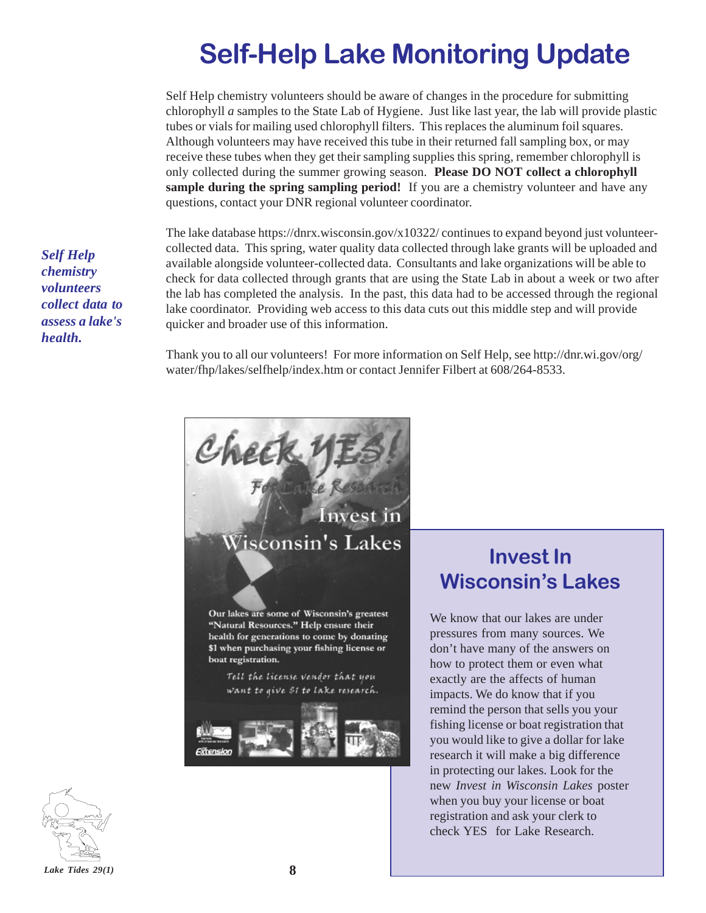# Self-Help Lake Monitoring Update

Self Help chemistry volunteers should be aware of changes in the procedure for submitting chlorophyll *a* samples to the State Lab of Hygiene. Just like last year, the lab will provide plastic tubes or vials for mailing used chlorophyll filters. This replaces the aluminum foil squares. Although volunteers may have received this tube in their returned fall sampling box, or may receive these tubes when they get their sampling supplies this spring, remember chlorophyll is only collected during the summer growing season. **Please DO NOT collect a chlorophyll sample during the spring sampling period!** If you are a chemistry volunteer and have any questions, contact your DNR regional volunteer coordinator.

***Self Help chemistry volunteers collect data to assess a lake's health.***

The lake database https://dnrx.wisconsin.gov/x10322/ continues to expand beyond just volunteer-collected data. This spring, water quality data collected through lake grants will be uploaded and available alongside volunteer-collected data. Consultants and lake organizations will be able to check for data collected through grants that are using the State Lab in about a week or two after the lab has completed the analysis. In the past, this data had to be accessed through the regional lake coordinator. Providing web access to this data cuts out this middle step and will provide quicker and broader use of this information.

Thank you to all our volunteers! For more information on Self Help, see http://dnr.wi.gov/org/water/fhp/lakes/selfhelp/index.htm or contact Jennifer Filbert at 608/264-8533.

Check YES! For Lake Research

Invest in Wisconsin's Lakes

Our lakes are some of Wisconsin's greatest "Natural Resources." Help ensure their health for generations to come by donating $1 when purchasing your fishing license or boat registration.

*Tell the license vendor that you want to give $1 to lake research.*

## Invest In Wisconsin's Lakes

We know that our lakes are under pressures from many sources. We don't have many of the answers on how to protect them or even what exactly are the affects of human impacts. We do know that if you remind the person that sells you your fishing license or boat registration that you would like to give a dollar for lake research it will make a big difference in protecting our lakes. Look for the new *Invest in Wisconsin Lakes* poster when you buy your license or boat registration and ask your clerk to check YES for Lake Research.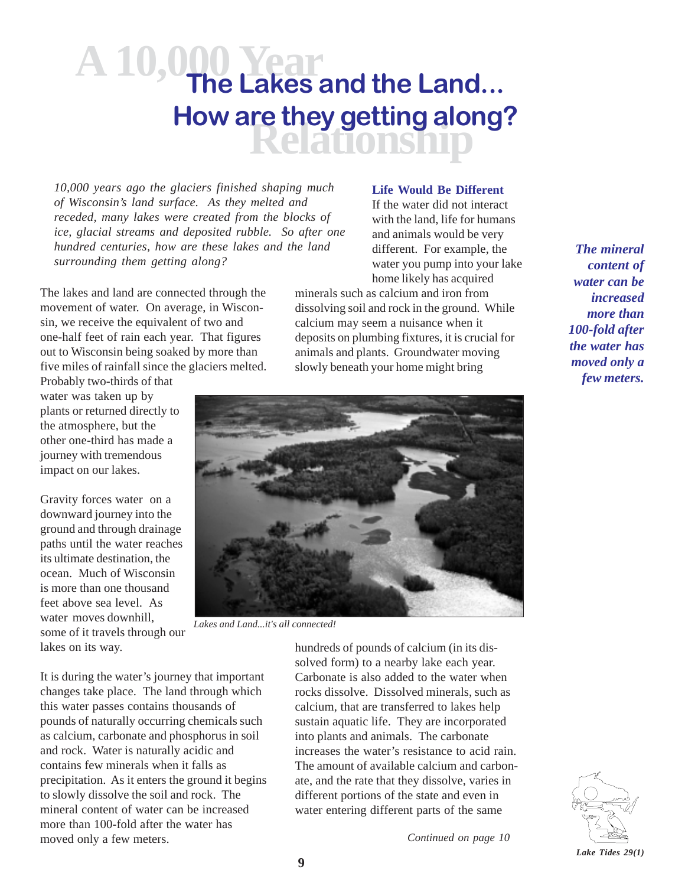# The Lakes and the Land... How are they getting along?

*10,000 years ago the glaciers finished shaping much of Wisconsin's land surface. As they melted and receded, many lakes were created from the blocks of ice, glacial streams and deposited rubble. So after one hundred centuries, how are these lakes and the land surrounding them getting along?*

The lakes and land are connected through the movement of water. On average, in Wisconsin, we receive the equivalent of two and one-half feet of rain each year. That figures out to Wisconsin being soaked by more than five miles of rainfall since the glaciers melted. Probably two-thirds of that water was taken up by plants or returned directly to the atmosphere, but the other one-third has made a journey with tremendous impact on our lakes.

Gravity forces water on a downward journey into the ground and through drainage paths until the water reaches its ultimate destination, the ocean. Much of Wisconsin is more than one thousand feet above sea level. As water moves downhill, some of it travels through our lakes on its way.

It is during the water's journey that important changes take place. The land through which this water passes contains thousands of pounds of naturally occurring chemicals such as calcium, carbonate and phosphorus in soil and rock. Water is naturally acidic and contains few minerals when it falls as precipitation. As it enters the ground it begins to slowly dissolve the soil and rock. The mineral content of water can be increased more than 100-fold after the water has moved only a few meters.

*Lakes and Land...it's all connected!*

### Life Would Be Different

If the water did not interact with the land, life for humans and animals would be very different. For example, the water you pump into your lake home likely has acquired minerals such as calcium and iron from dissolving soil and rock in the ground. While calcium may seem a nuisance when it deposits on plumbing fixtures, it is crucial for animals and plants. Groundwater moving slowly beneath your home might bring hundreds of pounds of calcium (in its dissolved form) to a nearby lake each year. Carbonate is also added to the water when rocks dissolve. Dissolved minerals, such as calcium, that are transferred to lakes help sustain aquatic life. They are incorporated into plants and animals. The carbonate increases the water's resistance to acid rain. The amount of available calcium and carbonate, and the rate that they dissolve, varies in different portions of the state and even in water entering different parts of the same

*Continued on page 10*

***The mineral content of water can be increased more than 100-fold after the water has moved only a few meters.***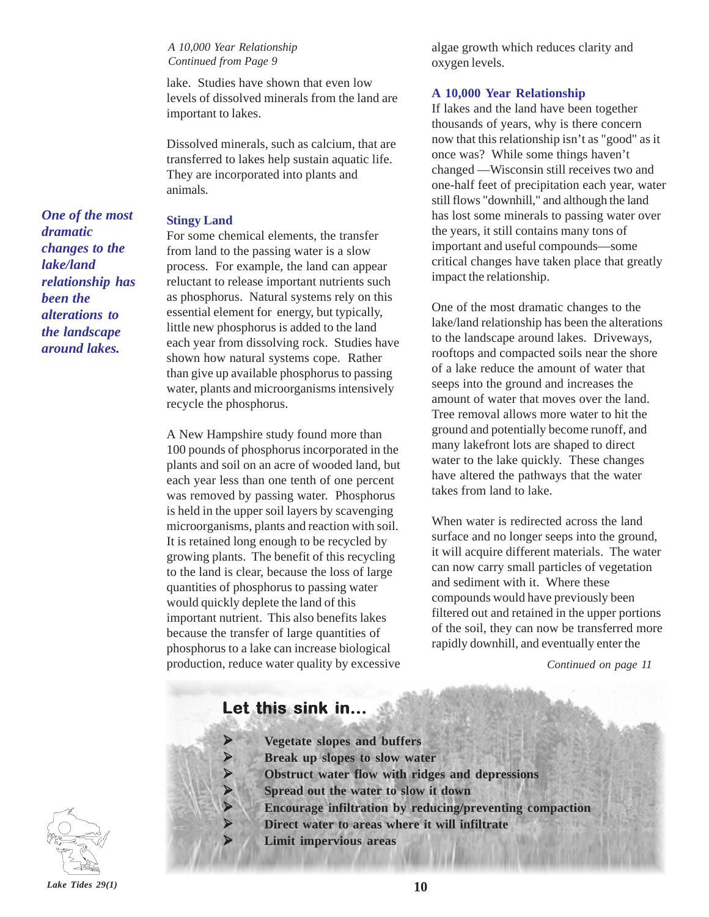*A 10,000 Year Relationship*
*Continued from Page 9*

lake. Studies have shown that even low levels of dissolved minerals from the land are important to lakes.

Dissolved minerals, such as calcium, that are transferred to lakes help sustain aquatic life. They are incorporated into plants and animals.

***One of the most dramatic changes to the lake/land relationship has been the alterations to the landscape around lakes.***

## Stingy Land

For some chemical elements, the transfer from land to the passing water is a slow process. For example, the land can appear reluctant to release important nutrients such as phosphorus. Natural systems rely on this essential element for energy, but typically, little new phosphorus is added to the land each year from dissolving rock. Studies have shown how natural systems cope. Rather than give up available phosphorus to passing water, plants and microorganisms intensively recycle the phosphorus.

A New Hampshire study found more than 100 pounds of phosphorus incorporated in the plants and soil on an acre of wooded land, but each year less than one tenth of one percent was removed by passing water. Phosphorus is held in the upper soil layers by scavenging microorganisms, plants and reaction with soil. It is retained long enough to be recycled by growing plants. The benefit of this recycling to the land is clear, because the loss of large quantities of phosphorus to passing water would quickly deplete the land of this important nutrient. This also benefits lakes because the transfer of large quantities of phosphorus to a lake can increase biological production, reduce water quality by excessive algae growth which reduces clarity and oxygen levels.

## A 10,000 Year Relationship

If lakes and the land have been together thousands of years, why is there concern now that this relationship isn't as "good" as it once was? While some things haven't changed —Wisconsin still receives two and one-half feet of precipitation each year, water still flows "downhill," and although the land has lost some minerals to passing water over the years, it still contains many tons of important and useful compounds—some critical changes have taken place that greatly impact the relationship.

One of the most dramatic changes to the lake/land relationship has been the alterations to the landscape around lakes. Driveways, rooftops and compacted soils near the shore of a lake reduce the amount of water that seeps into the ground and increases the amount of water that moves over the land. Tree removal allows more water to hit the ground and potentially become runoff, and many lakefront lots are shaped to direct water to the lake quickly. These changes have altered the pathways that the water takes from land to lake.

When water is redirected across the land surface and no longer seeps into the ground, it will acquire different materials. The water can now carry small particles of vegetation and sediment with it. Where these compounds would have previously been filtered out and retained in the upper portions of the soil, they can now be transferred more rapidly downhill, and eventually enter the

*Continued on page 11*

### Let this sink in...

- **Vegetate slopes and buffers**
- **Break up slopes to slow water**
- **Obstruct water flow with ridges and depressions**
- **Spread out the water to slow it down**
- **Encourage infiltration by reducing/preventing compaction**
- **Direct water to areas where it will infiltrate**
- **Limit impervious areas**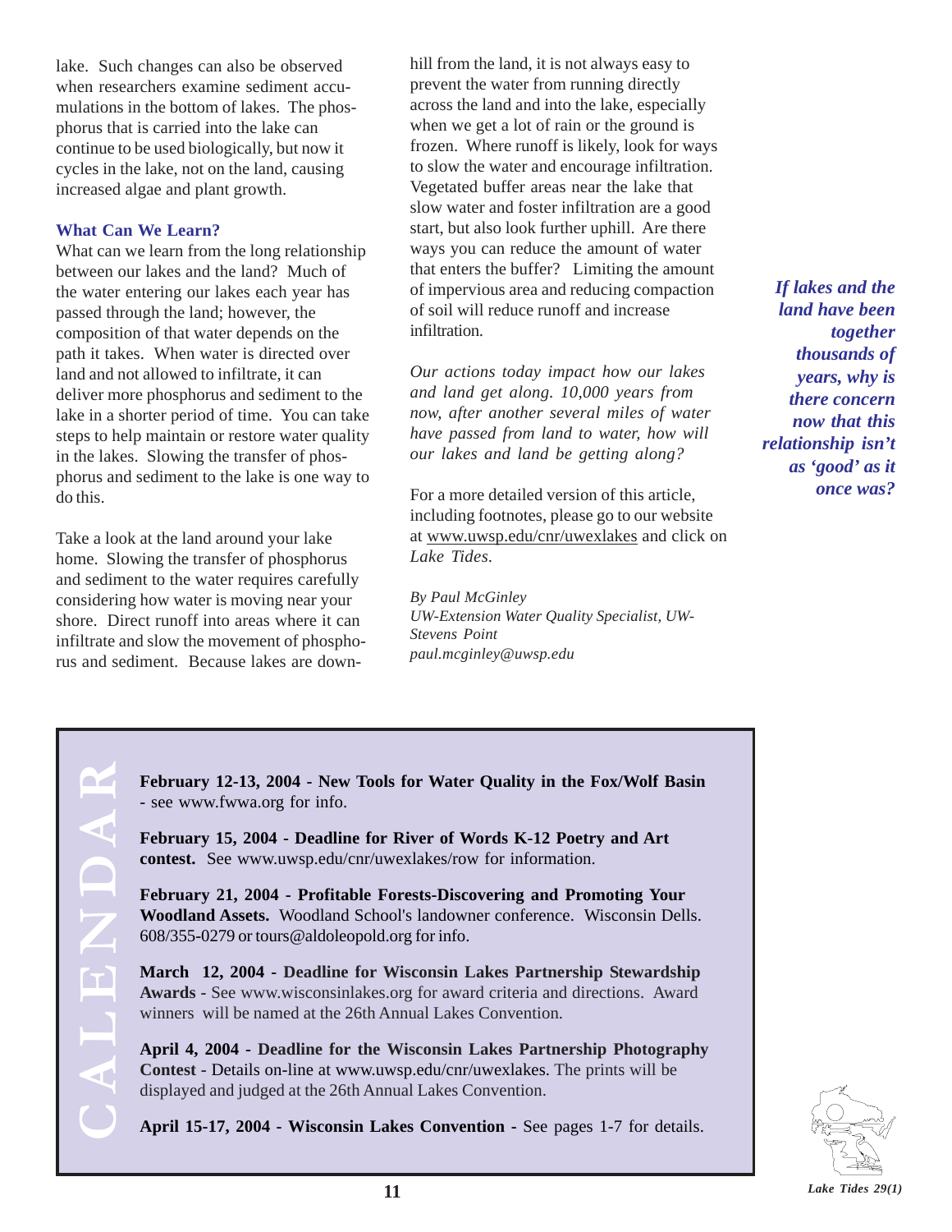lake. Such changes can also be observed when researchers examine sediment accumulations in the bottom of lakes. The phosphorus that is carried into the lake can continue to be used biologically, but now it cycles in the lake, not on the land, causing increased algae and plant growth.

### What Can We Learn?

What can we learn from the long relationship between our lakes and the land? Much of the water entering our lakes each year has passed through the land; however, the composition of that water depends on the path it takes. When water is directed over land and not allowed to infiltrate, it can deliver more phosphorus and sediment to the lake in a shorter period of time. You can take steps to help maintain or restore water quality in the lakes. Slowing the transfer of phosphorus and sediment to the lake is one way to do this.

Take a look at the land around your lake home. Slowing the transfer of phosphorus and sediment to the water requires carefully considering how water is moving near your shore. Direct runoff into areas where it can infiltrate and slow the movement of phosphorus and sediment. Because lakes are downhill from the land, it is not always easy to prevent the water from running directly across the land and into the lake, especially when we get a lot of rain or the ground is frozen. Where runoff is likely, look for ways to slow the water and encourage infiltration. Vegetated buffer areas near the lake that slow water and foster infiltration are a good start, but also look further uphill. Are there ways you can reduce the amount of water that enters the buffer? Limiting the amount of impervious area and reducing compaction of soil will reduce runoff and increase infiltration.

*Our actions today impact how our lakes and land get along. 10,000 years from now, after another several miles of water have passed from land to water, how will our lakes and land be getting along?*

For a more detailed version of this article, including footnotes, please go to our website at www.uwsp.edu/cnr/uwexlakes and click on *Lake Tides.*

*By Paul McGinley*
*UW-Extension Water Quality Specialist, UW-Stevens Point*
*paul.mcginley@uwsp.edu*

***If lakes and the land have been together thousands of years, why is there concern now that this relationship isn't as 'good' as it once was?***

## CALENDAR

**February 12-13, 2004 - New Tools for Water Quality in the Fox/Wolf Basin** - see www.fwwa.org for info.

**February 15, 2004 - Deadline for River of Words K-12 Poetry and Art contest.** See www.uwsp.edu/cnr/uwexlakes/row for information.

**February 21, 2004 - Profitable Forests-Discovering and Promoting Your Woodland Assets.** Woodland School's landowner conference. Wisconsin Dells. 608/355-0279 or tours@aldoleopold.org for info.

**March 12, 2004 - Deadline for Wisconsin Lakes Partnership Stewardship Awards** - See www.wisconsinlakes.org for award criteria and directions. Award winners will be named at the 26th Annual Lakes Convention.

**April 4, 2004 - Deadline for the Wisconsin Lakes Partnership Photography Contest** - Details on-line at www.uwsp.edu/cnr/uwexlakes. The prints will be displayed and judged at the 26th Annual Lakes Convention.

**April 15-17, 2004 - Wisconsin Lakes Convention** - See pages 1-7 for details.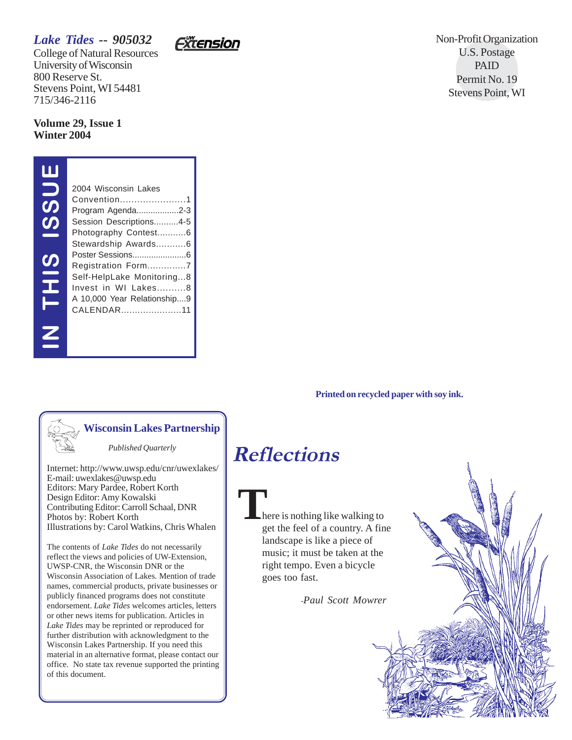***Lake Tides -- 905032***
College of Natural Resources
University of Wisconsin
800 Reserve St.
Stevens Point, WI 54481
715/346-2116

Non-Profit Organization
U.S. Postage
PAID
Permit No. 19
Stevens Point, WI

**Volume 29, Issue 1**
**Winter 2004**

## IN THIS ISSUE

- 2004 Wisconsin Lakes Convention.......................1
- Program Agenda..................2-3
- Session Descriptions..........4-5
- Photography Contest...........6
- Stewardship Awards...........6
- Poster Sessions.......................6
- Registration Form..............7
- Self-HelpLake Monitoring...8
- Invest in WI Lakes..........8
- A 10,000 Year Relationship....9
- CALENDAR......................11

**Printed on recycled paper with soy ink.**

### Wisconsin Lakes Partnership

*Published Quarterly*

Internet: http://www.uwsp.edu/cnr/uwexlakes/
E-mail: uwexlakes@uwsp.edu
Editors: Mary Pardee, Robert Korth
Design Editor: Amy Kowalski
Contributing Editor: Carroll Schaal, DNR
Photos by: Robert Korth
Illustrations by: Carol Watkins, Chris Whalen

The contents of *Lake Tides* do not necessarily reflect the views and policies of UW-Extension, UWSP-CNR, the Wisconsin DNR or the Wisconsin Association of Lakes. Mention of trade names, commercial products, private businesses or publicly financed programs does not constitute endorsement. *Lake Tides* welcomes articles, letters or other news items for publication. Articles in *Lake Tides* may be reprinted or reproduced for further distribution with acknowledgment to the Wisconsin Lakes Partnership. If you need this material in an alternative format, please contact our office. No state tax revenue supported the printing of this document.

# *Reflections*

There is nothing like walking to get the feel of a country. A fine landscape is like a piece of music; it must be taken at the right tempo. Even a bicycle goes too fast.

-*Paul Scott Mowrer*